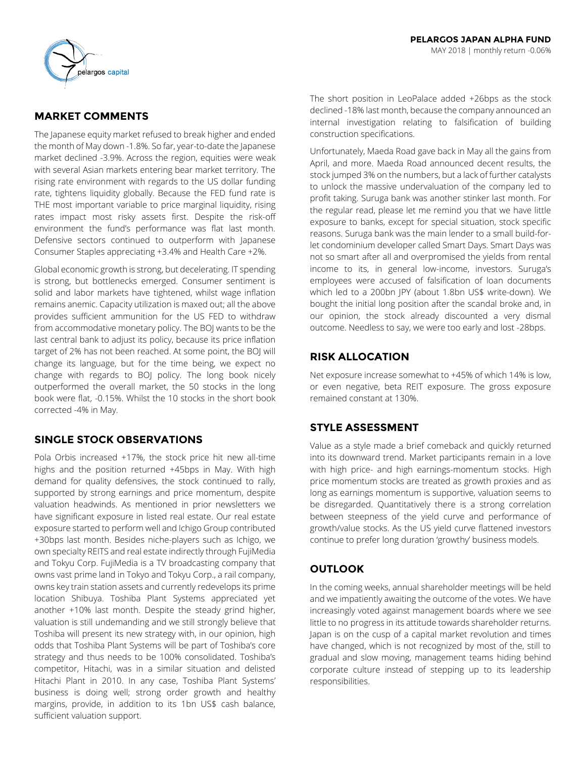**PELARGOS JAPAN ALPHA FUND**

MAY 2018 | monthly return -0.06%

## MARKET COMMENTS

The Japanese equity market refused to break higher and ended the month of May down -1.8%. So far, year-to-date the Japanese market declined -3.9%. Across the region, equities were weak with several Asian markets entering bear market territory. The rising rate environment with regards to the US dollar funding rate, tightens liquidity globally. Because the FED fund rate is THE most important variable to price marginal liquidity, rising rates impact most risky assets first. Despite the risk-off environment the fund's performance was flat last month. Defensive sectors continued to outperform with Japanese Consumer Staples appreciating +3.4% and Health Care +2%.

Global economic growth is strong, but decelerating. IT spending is strong, but bottlenecks emerged. Consumer sentiment is solid and labor markets have tightened, whilst wage inflation remains anemic. Capacity utilization is maxed out; all the above provides sufficient ammunition for the US FED to withdraw from accommodative monetary policy. The BOJ wants to be the last central bank to adjust its policy, because its price inflation target of 2% has not been reached. At some point, the BOJ will change its language, but for the time being, we expect no change with regards to BOJ policy. The long book nicely outperformed the overall market, the 50 stocks in the long book were flat, -0.15%. Whilst the 10 stocks in the short book corrected -4% in May.

## SINGLE STOCK OBSERVATIONS

Pola Orbis increased +17%, the stock price hit new all-time highs and the position returned +45bps in May. With high demand for quality defensives, the stock continued to rally, supported by strong earnings and price momentum, despite valuation headwinds. As mentioned in prior newsletters we have significant exposure in listed real estate. Our real estate exposure started to perform well and Ichigo Group contributed +30bps last month. Besides niche-players such as Ichigo, we own specialty REITS and real estate indirectly through FujiMedia and Tokyu Corp. FujiMedia is a TV broadcasting company that owns vast prime land in Tokyo and Tokyu Corp., a rail company, owns key train station assets and currently redevelops its prime location Shibuya. Toshiba Plant Systems appreciated yet another +10% last month. Despite the steady grind higher, valuation is still undemanding and we still strongly believe that Toshiba will present its new strategy with, in our opinion, high odds that Toshiba Plant Systems will be part of Toshiba's core strategy and thus needs to be 100% consolidated. Toshiba's competitor, Hitachi, was in a similar situation and delisted Hitachi Plant in 2010. In any case, Toshiba Plant Systems' business is doing well; strong order growth and healthy margins, provide, in addition to its 1bn US$ cash balance, sufficient valuation support.

The short position in LeoPalace added +26bps as the stock declined -18% last month, because the company announced an internal investigation relating to falsification of building construction specifications.

Unfortunately, Maeda Road gave back in May all the gains from April, and more. Maeda Road announced decent results, the stock jumped 3% on the numbers, but a lack of further catalysts to unlock the massive undervaluation of the company led to profit taking. Suruga bank was another stinker last month. For the regular read, please let me remind you that we have little exposure to banks, except for special situation, stock specific reasons. Suruga bank was the main lender to a small build-for-let condominium developer called Smart Days. Smart Days was not so smart after all and overpromised the yields from rental income to its, in general low-income, investors. Suruga's employees were accused of falsification of loan documents which led to a 200bn JPY (about 1.8bn US$ write-down). We bought the initial long position after the scandal broke and, in our opinion, the stock already discounted a very dismal outcome. Needless to say, we were too early and lost -28bps.

## RISK ALLOCATION

Net exposure increase somewhat to +45% of which 14% is low, or even negative, beta REIT exposure. The gross exposure remained constant at 130%.

## STYLE ASSESSMENT

Value as a style made a brief comeback and quickly returned into its downward trend. Market participants remain in a love with high price- and high earnings-momentum stocks. High price momentum stocks are treated as growth proxies and as long as earnings momentum is supportive, valuation seems to be disregarded. Quantitatively there is a strong correlation between steepness of the yield curve and performance of growth/value stocks. As the US yield curve flattened investors continue to prefer long duration 'growthy' business models.

## OUTLOOK

In the coming weeks, annual shareholder meetings will be held and we impatiently awaiting the outcome of the votes. We have increasingly voted against management boards where we see little to no progress in its attitude towards shareholder returns. Japan is on the cusp of a capital market revolution and times have changed, which is not recognized by most of the, still to gradual and slow moving, management teams hiding behind corporate culture instead of stepping up to its leadership responsibilities.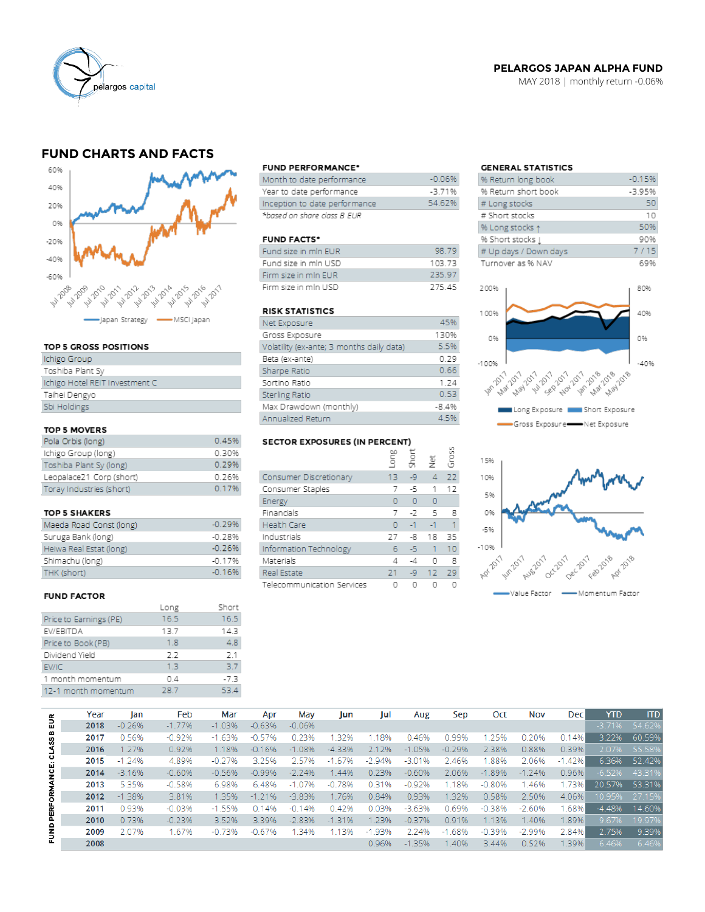**PELARGOS JAPAN ALPHA FUND**
MAY 2018 | monthly return -0.06%

## FUND CHARTS AND FACTS

Japan Strategy — MSCI Japan

### TOP 5 GROSS POSITIONS

| |
|---|
| Ichigo Group |
| Toshiba Plant Sy |
| Ichigo Hotel REIT Investment C |
| Taihei Dengyo |
| Sbi Holdings |

### TOP 5 MOVERS

| | |
|---|---|
| Pola Orbis (long) | 0.45% |
| Ichigo Group (long) | 0.30% |
| Toshiba Plant Sy (long) | 0.29% |
| Leopalace21 Corp (short) | 0.26% |
| Toray Industries (short) | 0.17% |

### TOP 5 SHAKERS

| | |
|---|---|
| Maeda Road Const (long) | -0.29% |
| Suruga Bank (long) | -0.28% |
| Heiwa Real Estat (long) | -0.26% |
| Shimachu (long) | -0.17% |
| THK (short) | -0.16% |

### FUND FACTOR

| | Long | Short |
|---|---|---|
| Price to Earnings (PE) | 16.5 | 16.5 |
| EV/EBITDA | 13.7 | 14.3 |
| Price to Book (PB) | 1.8 | 4.8 |
| Dividend Yield | 2.2 | 2.1 |
| EV/IC | 1.3 | 3.7 |
| 1 month momentum | 0.4 | -7.3 |
| 12-1 month momentum | 28.7 | 53.4 |

### FUND PERFORMANCE*

| | |
|---|---|
| Month to date performance | -0.06% |
| Year to date performance | -3.71% |
| Inception to date performance | 54.62% |

*based on share class B EUR

### FUND FACTS*

| | |
|---|---|
| Fund size in mln EUR | 98.79 |
| Fund size in mln USD | 103.73 |
| Firm size in mln EUR | 235.97 |
| Firm size in mln USD | 275.45 |

### RISK STATISTICS

| | |
|---|---|
| Net Exposure | 45% |
| Gross Exposure | 130% |
| Volatility (ex-ante; 3 months daily data) | 5.5% |
| Beta (ex-ante) | 0.29 |
| Sharpe Ratio | 0.66 |
| Sortino Ratio | 1.24 |
| Sterling Ratio | 0.53 |
| Max Drawdown (monthly) | -8.4% |
| Annualized Return | 4.5% |

### SECTOR EXPOSURES (IN PERCENT)

| | Long | Short | Net | Gross |
|---|---|---|---|---|
| Consumer Discretionary | 13 | -9 | 4 | 22 |
| Consumer Staples | 7 | -5 | 1 | 12 |
| Energy | 0 | 0 | 0 | |
| Financials | 7 | -2 | 5 | 8 |
| Health Care | 0 | -1 | -1 | 1 |
| Industrials | 27 | -8 | 18 | 35 |
| Information Technology | 6 | -5 | 1 | 10 |
| Materials | 4 | -4 | 0 | 8 |
| Real Estate | 21 | -9 | 12 | 29 |
| Telecommunication Services | 0 | 0 | 0 | 0 |

### GENERAL STATISTICS

| | |
|---|---|
| % Return long book | -0.15% |
| % Return short book | -3.95% |
| # Long stocks | 50 |
| # Short stocks | 10 |
| % Long stocks ↑ | 50% |
| % Short stocks ↓ | 90% |
| # Up days / Down days | 7 / 15 |
| Turnover as % NAV | 69% |

Long Exposure — Short Exposure — Gross Exposure — Net Exposure

Value Factor — Momentum Factor

### FUND PERFORMANCE: CLASS B EUR

| Year | Jan | Feb | Mar | Apr | May | Jun | Jul | Aug | Sep | Oct | Nov | Dec | YTD | ITD |
|---|---|---|---|---|---|---|---|---|---|---|---|---|---|---|
| 2018 | -0.26% | -1.77% | -1.03% | -0.63% | -0.06% | | | | | | | | -3.71% | 54.62% |
| 2017 | 0.56% | -0.92% | -1.63% | -0.57% | 0.23% | 1.32% | 1.18% | 0.46% | 0.99% | 1.25% | 0.20% | 0.14% | 3.22% | 60.59% |
| 2016 | 1.27% | 0.92% | 1.18% | -0.16% | -1.08% | -4.33% | 2.12% | -1.05% | -0.29% | 2.38% | 0.88% | 0.39% | 2.07% | 55.58% |
| 2015 | -1.24% | 4.89% | -0.27% | 3.25% | 2.57% | -1.67% | -2.94% | -3.01% | 2.46% | 1.88% | 2.06% | -1.42% | 6.36% | 52.42% |
| 2014 | -3.16% | -0.60% | -0.56% | -0.99% | -2.24% | 1.44% | 0.23% | -0.60% | 2.06% | -1.89% | -1.24% | 0.96% | -6.52% | 43.31% |
| 2013 | 5.35% | -0.58% | 6.98% | 6.48% | -1.07% | -0.78% | 0.31% | -0.92% | 1.18% | -0.80% | 1.46% | 1.73% | 20.57% | 53.31% |
| 2012 | -1.38% | 3.81% | 1.35% | -1.21% | -3.83% | 1.76% | 0.84% | 0.93% | 1.32% | 0.58% | 2.50% | 4.06% | 10.95% | 27.15% |
| 2011 | 0.93% | -0.03% | -1.55% | 0.14% | -0.14% | 0.42% | 0.03% | -3.63% | 0.69% | -0.38% | -2.60% | 1.68% | -4.48% | 14.60% |
| 2010 | 0.73% | -0.23% | 3.52% | 3.39% | -2.83% | -1.31% | 1.23% | -0.37% | 0.91% | 1.13% | 1.40% | 1.89% | 9.67% | 19.97% |
| 2009 | 2.07% | 1.67% | -0.73% | -0.67% | 1.34% | 1.13% | -1.93% | 2.24% | -1.68% | -0.39% | -2.99% | 2.84% | 2.75% | 9.39% |
| 2008 | | | | | | | 0.96% | -1.35% | 1.40% | 3.44% | 0.52% | 1.39% | 6.46% | 6.46% |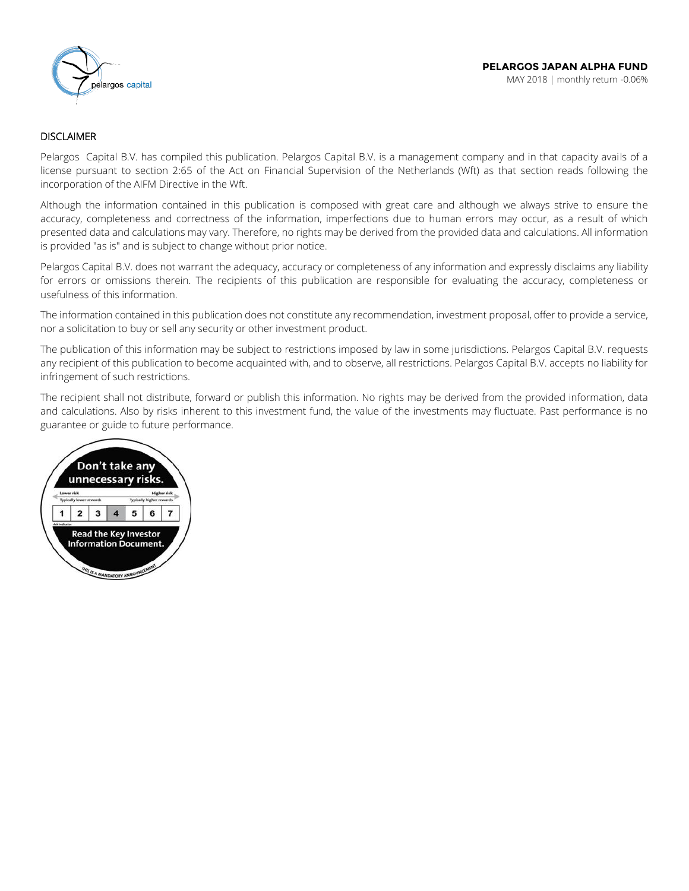## DISCLAIMER

Pelargos Capital B.V. has compiled this publication. Pelargos Capital B.V. is a management company and in that capacity avails of a license pursuant to section 2:65 of the Act on Financial Supervision of the Netherlands (Wft) as that section reads following the incorporation of the AIFM Directive in the Wft.

Although the information contained in this publication is composed with great care and although we always strive to ensure the accuracy, completeness and correctness of the information, imperfections due to human errors may occur, as a result of which presented data and calculations may vary. Therefore, no rights may be derived from the provided data and calculations. All information is provided "as is" and is subject to change without prior notice.

Pelargos Capital B.V. does not warrant the adequacy, accuracy or completeness of any information and expressly disclaims any liability for errors or omissions therein. The recipients of this publication are responsible for evaluating the accuracy, completeness or usefulness of this information.

The information contained in this publication does not constitute any recommendation, investment proposal, offer to provide a service, nor a solicitation to buy or sell any security or other investment product.

The publication of this information may be subject to restrictions imposed by law in some jurisdictions. Pelargos Capital B.V. requests any recipient of this publication to become acquainted with, and to observe, all restrictions. Pelargos Capital B.V. accepts no liability for infringement of such restrictions.

The recipient shall not distribute, forward or publish this information. No rights may be derived from the provided information, data and calculations. Also by risks inherent to this investment fund, the value of the investments may fluctuate. Past performance is no guarantee or guide to future performance.

Don't take any unnecessary risks.

Lower risk
Higher risk
Typically lower rewards
Typically higher rewards
1 2 3 4 5 6 7
risk indicator

Read the Key Investor Information Document.

THIS IS A MANDATORY ANNOUNCEMENT